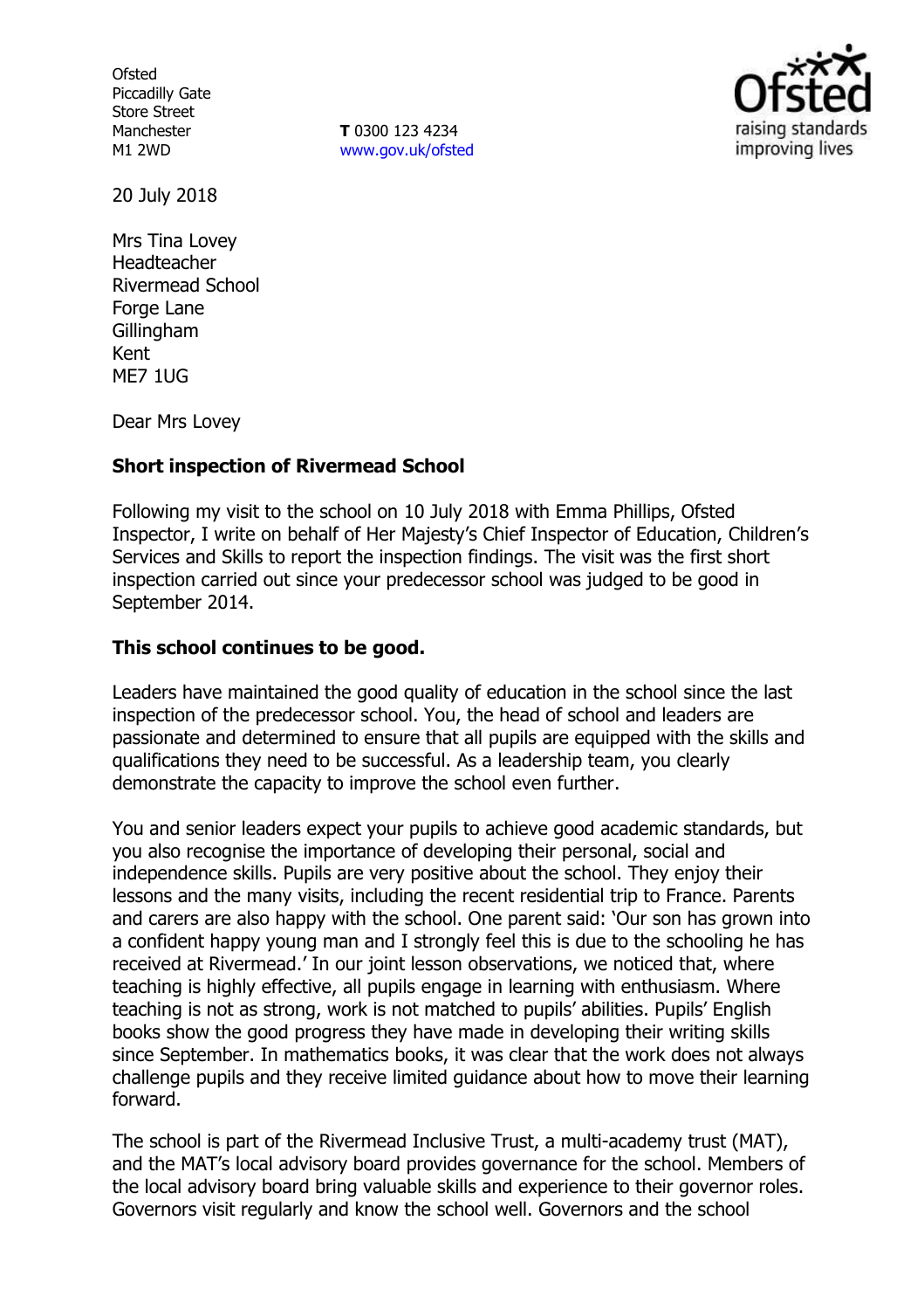Ofsted
Piccadilly Gate
Store Street
Manchester
M1 2WD

**T** 0300 123 4234
www.gov.uk/ofsted

20 July 2018

Mrs Tina Lovey
Headteacher
Rivermead School
Forge Lane
Gillingham
Kent
ME7 1UG

Dear Mrs Lovey

**Short inspection of Rivermead School**

Following my visit to the school on 10 July 2018 with Emma Phillips, Ofsted Inspector, I write on behalf of Her Majesty's Chief Inspector of Education, Children's Services and Skills to report the inspection findings. The visit was the first short inspection carried out since your predecessor school was judged to be good in September 2014.

**This school continues to be good.**

Leaders have maintained the good quality of education in the school since the last inspection of the predecessor school. You, the head of school and leaders are passionate and determined to ensure that all pupils are equipped with the skills and qualifications they need to be successful. As a leadership team, you clearly demonstrate the capacity to improve the school even further.

You and senior leaders expect your pupils to achieve good academic standards, but you also recognise the importance of developing their personal, social and independence skills. Pupils are very positive about the school. They enjoy their lessons and the many visits, including the recent residential trip to France. Parents and carers are also happy with the school. One parent said: 'Our son has grown into a confident happy young man and I strongly feel this is due to the schooling he has received at Rivermead.' In our joint lesson observations, we noticed that, where teaching is highly effective, all pupils engage in learning with enthusiasm. Where teaching is not as strong, work is not matched to pupils' abilities. Pupils' English books show the good progress they have made in developing their writing skills since September. In mathematics books, it was clear that the work does not always challenge pupils and they receive limited guidance about how to move their learning forward.

The school is part of the Rivermead Inclusive Trust, a multi-academy trust (MAT), and the MAT's local advisory board provides governance for the school. Members of the local advisory board bring valuable skills and experience to their governor roles. Governors visit regularly and know the school well. Governors and the school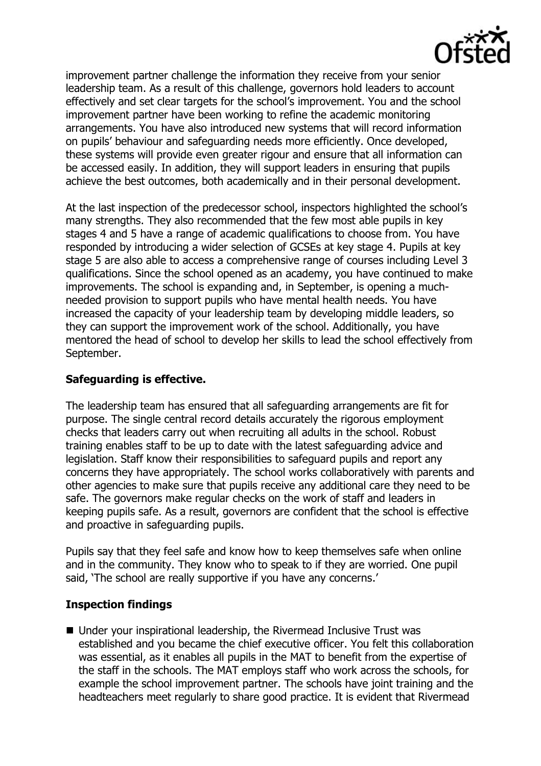improvement partner challenge the information they receive from your senior leadership team. As a result of this challenge, governors hold leaders to account effectively and set clear targets for the school's improvement. You and the school improvement partner have been working to refine the academic monitoring arrangements. You have also introduced new systems that will record information on pupils' behaviour and safeguarding needs more efficiently. Once developed, these systems will provide even greater rigour and ensure that all information can be accessed easily. In addition, they will support leaders in ensuring that pupils achieve the best outcomes, both academically and in their personal development.

At the last inspection of the predecessor school, inspectors highlighted the school's many strengths. They also recommended that the few most able pupils in key stages 4 and 5 have a range of academic qualifications to choose from. You have responded by introducing a wider selection of GCSEs at key stage 4. Pupils at key stage 5 are also able to access a comprehensive range of courses including Level 3 qualifications. Since the school opened as an academy, you have continued to make improvements. The school is expanding and, in September, is opening a much-needed provision to support pupils who have mental health needs. You have increased the capacity of your leadership team by developing middle leaders, so they can support the improvement work of the school. Additionally, you have mentored the head of school to develop her skills to lead the school effectively from September.

## Safeguarding is effective.

The leadership team has ensured that all safeguarding arrangements are fit for purpose. The single central record details accurately the rigorous employment checks that leaders carry out when recruiting all adults in the school. Robust training enables staff to be up to date with the latest safeguarding advice and legislation. Staff know their responsibilities to safeguard pupils and report any concerns they have appropriately. The school works collaboratively with parents and other agencies to make sure that pupils receive any additional care they need to be safe. The governors make regular checks on the work of staff and leaders in keeping pupils safe. As a result, governors are confident that the school is effective and proactive in safeguarding pupils.

Pupils say that they feel safe and know how to keep themselves safe when online and in the community. They know who to speak to if they are worried. One pupil said, 'The school are really supportive if you have any concerns.'

## Inspection findings

- Under your inspirational leadership, the Rivermead Inclusive Trust was established and you became the chief executive officer. You felt this collaboration was essential, as it enables all pupils in the MAT to benefit from the expertise of the staff in the schools. The MAT employs staff who work across the schools, for example the school improvement partner. The schools have joint training and the headteachers meet regularly to share good practice. It is evident that Rivermead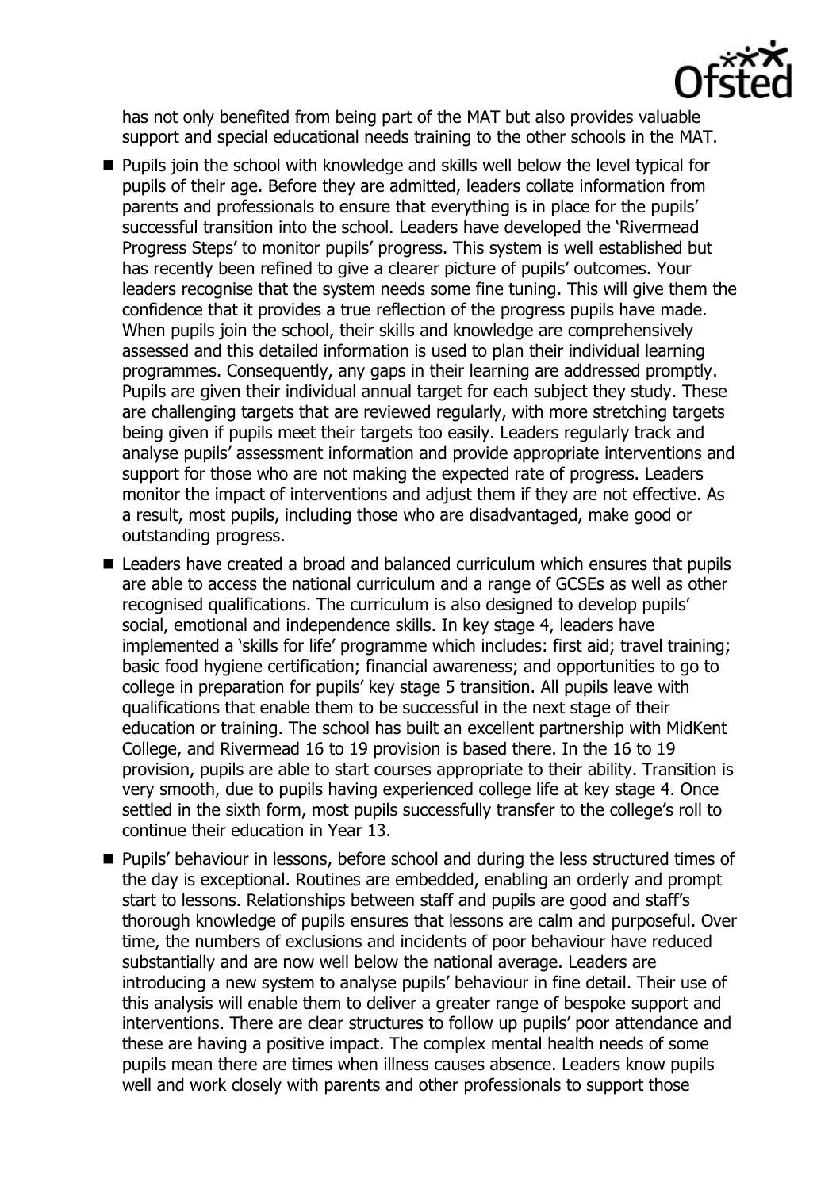has not only benefited from being part of the MAT but also provides valuable support and special educational needs training to the other schools in the MAT.

- Pupils join the school with knowledge and skills well below the level typical for pupils of their age. Before they are admitted, leaders collate information from parents and professionals to ensure that everything is in place for the pupils' successful transition into the school. Leaders have developed the 'Rivermead Progress Steps' to monitor pupils' progress. This system is well established but has recently been refined to give a clearer picture of pupils' outcomes. Your leaders recognise that the system needs some fine tuning. This will give them the confidence that it provides a true reflection of the progress pupils have made. When pupils join the school, their skills and knowledge are comprehensively assessed and this detailed information is used to plan their individual learning programmes. Consequently, any gaps in their learning are addressed promptly. Pupils are given their individual annual target for each subject they study. These are challenging targets that are reviewed regularly, with more stretching targets being given if pupils meet their targets too easily. Leaders regularly track and analyse pupils' assessment information and provide appropriate interventions and support for those who are not making the expected rate of progress. Leaders monitor the impact of interventions and adjust them if they are not effective. As a result, most pupils, including those who are disadvantaged, make good or outstanding progress.
- Leaders have created a broad and balanced curriculum which ensures that pupils are able to access the national curriculum and a range of GCSEs as well as other recognised qualifications. The curriculum is also designed to develop pupils' social, emotional and independence skills. In key stage 4, leaders have implemented a 'skills for life' programme which includes: first aid; travel training; basic food hygiene certification; financial awareness; and opportunities to go to college in preparation for pupils' key stage 5 transition. All pupils leave with qualifications that enable them to be successful in the next stage of their education or training. The school has built an excellent partnership with MidKent College, and Rivermead 16 to 19 provision is based there. In the 16 to 19 provision, pupils are able to start courses appropriate to their ability. Transition is very smooth, due to pupils having experienced college life at key stage 4. Once settled in the sixth form, most pupils successfully transfer to the college's roll to continue their education in Year 13.
- Pupils' behaviour in lessons, before school and during the less structured times of the day is exceptional. Routines are embedded, enabling an orderly and prompt start to lessons. Relationships between staff and pupils are good and staff's thorough knowledge of pupils ensures that lessons are calm and purposeful. Over time, the numbers of exclusions and incidents of poor behaviour have reduced substantially and are now well below the national average. Leaders are introducing a new system to analyse pupils' behaviour in fine detail. Their use of this analysis will enable them to deliver a greater range of bespoke support and interventions. There are clear structures to follow up pupils' poor attendance and these are having a positive impact. The complex mental health needs of some pupils mean there are times when illness causes absence. Leaders know pupils well and work closely with parents and other professionals to support those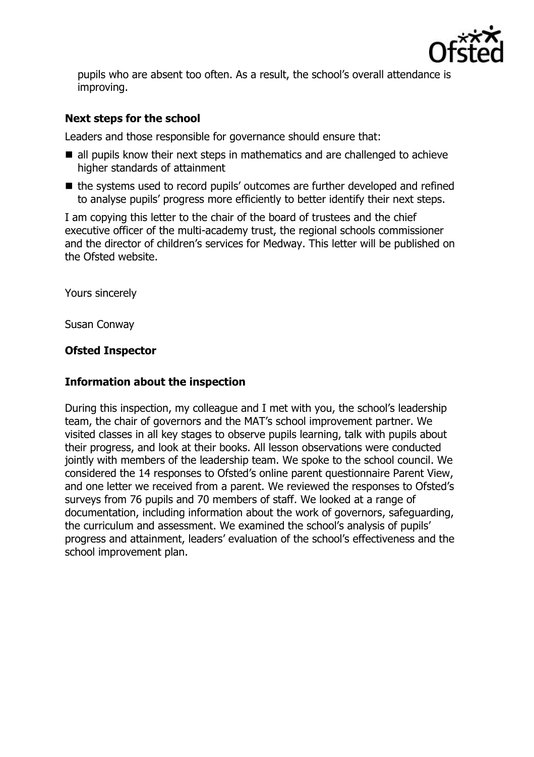pupils who are absent too often. As a result, the school's overall attendance is improving.

### Next steps for the school

Leaders and those responsible for governance should ensure that:

- all pupils know their next steps in mathematics and are challenged to achieve higher standards of attainment
- the systems used to record pupils' outcomes are further developed and refined to analyse pupils' progress more efficiently to better identify their next steps.

I am copying this letter to the chair of the board of trustees and the chief executive officer of the multi-academy trust, the regional schools commissioner and the director of children's services for Medway. This letter will be published on the Ofsted website.

Yours sincerely

Susan Conway

**Ofsted Inspector**

### Information about the inspection

During this inspection, my colleague and I met with you, the school's leadership team, the chair of governors and the MAT's school improvement partner. We visited classes in all key stages to observe pupils learning, talk with pupils about their progress, and look at their books. All lesson observations were conducted jointly with members of the leadership team. We spoke to the school council. We considered the 14 responses to Ofsted's online parent questionnaire Parent View, and one letter we received from a parent. We reviewed the responses to Ofsted's surveys from 76 pupils and 70 members of staff. We looked at a range of documentation, including information about the work of governors, safeguarding, the curriculum and assessment. We examined the school's analysis of pupils' progress and attainment, leaders' evaluation of the school's effectiveness and the school improvement plan.